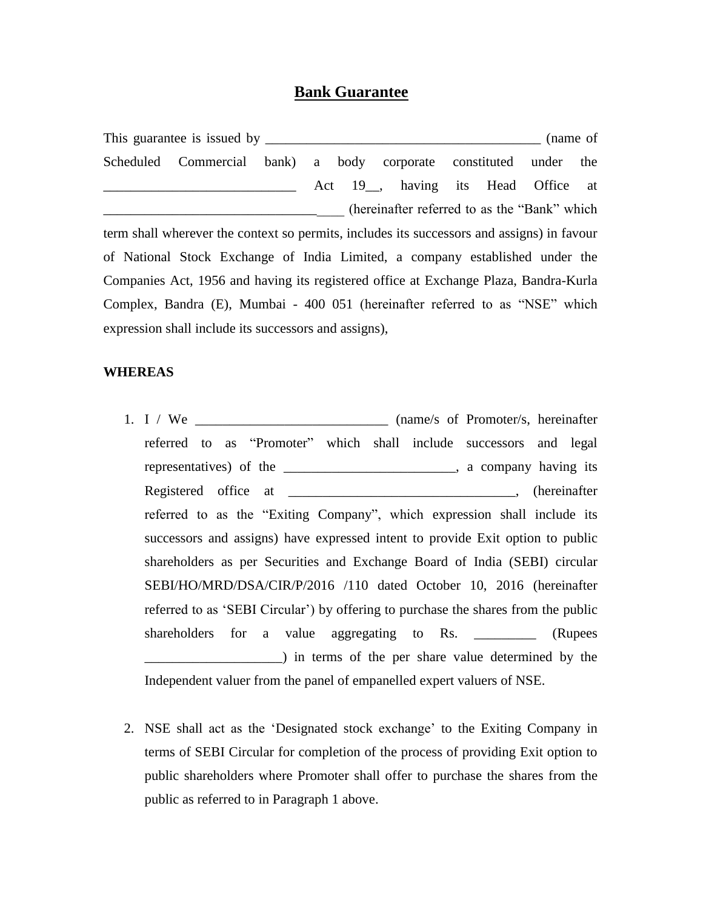# Bank Guarantee

This guarantee is issued by _________________________________________ (name of Scheduled Commercial bank) a body corporate constituted under the ____________________________ Act 19__, having its Head Office at _________________________________ ____ (hereinafter referred to as the "Bank" which term shall wherever the context so permits, includes its successors and assigns) in favour of National Stock Exchange of India Limited, a company established under the Companies Act, 1956 and having its registered office at Exchange Plaza, Bandra-Kurla Complex, Bandra (E), Mumbai - 400 051 (hereinafter referred to as "NSE" which expression shall include its successors and assigns),

**WHEREAS**

1. I / We ____________________________ (name/s of Promoter/s, hereinafter referred to as "Promoter" which shall include successors and legal representatives) of the ________________________, a company having its Registered office at _________________________________, (hereinafter referred to as the "Exiting Company", which expression shall include its successors and assigns) have expressed intent to provide Exit option to public shareholders as per Securities and Exchange Board of India (SEBI) circular SEBI/HO/MRD/DSA/CIR/P/2016 /110 dated October 10, 2016 (hereinafter referred to as 'SEBI Circular') by offering to purchase the shares from the public shareholders for a value aggregating to Rs. _________ (Rupees ___________________) in terms of the per share value determined by the Independent valuer from the panel of empanelled expert valuers of NSE.

2. NSE shall act as the 'Designated stock exchange' to the Exiting Company in terms of SEBI Circular for completion of the process of providing Exit option to public shareholders where Promoter shall offer to purchase the shares from the public as referred to in Paragraph 1 above.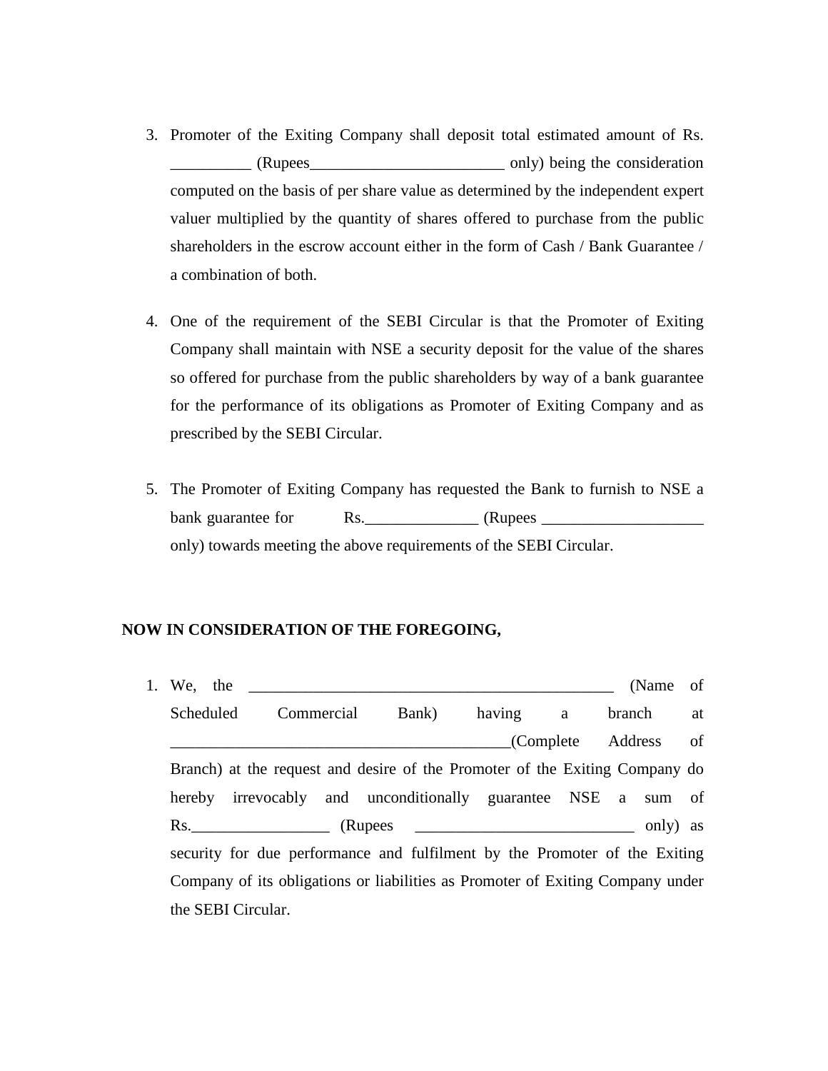3. Promoter of the Exiting Company shall deposit total estimated amount of Rs. __________ (Rupees________________________ only) being the consideration computed on the basis of per share value as determined by the independent expert valuer multiplied by the quantity of shares offered to purchase from the public shareholders in the escrow account either in the form of Cash / Bank Guarantee / a combination of both.

4. One of the requirement of the SEBI Circular is that the Promoter of Exiting Company shall maintain with NSE a security deposit for the value of the shares so offered for purchase from the public shareholders by way of a bank guarantee for the performance of its obligations as Promoter of Exiting Company and as prescribed by the SEBI Circular.

5. The Promoter of Exiting Company has requested the Bank to furnish to NSE a bank guarantee for Rs.______________ (Rupees ____________________ only) towards meeting the above requirements of the SEBI Circular.

**NOW IN CONSIDERATION OF THE FOREGOING,**

1. We, the ______________________________________________ (Name of Scheduled Commercial Bank) having a branch at __________________________________________(Complete Address of Branch) at the request and desire of the Promoter of the Exiting Company do hereby irrevocably and unconditionally guarantee NSE a sum of Rs._________________ (Rupees ___________________________ only) as security for due performance and fulfilment by the Promoter of the Exiting Company of its obligations or liabilities as Promoter of Exiting Company under the SEBI Circular.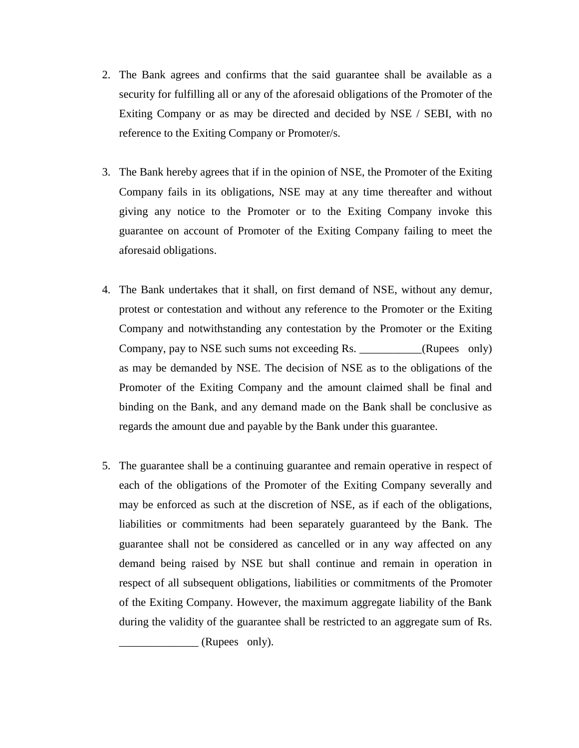2. The Bank agrees and confirms that the said guarantee shall be available as a security for fulfilling all or any of the aforesaid obligations of the Promoter of the Exiting Company or as may be directed and decided by NSE / SEBI, with no reference to the Exiting Company or Promoter/s.

3. The Bank hereby agrees that if in the opinion of NSE, the Promoter of the Exiting Company fails in its obligations, NSE may at any time thereafter and without giving any notice to the Promoter or to the Exiting Company invoke this guarantee on account of Promoter of the Exiting Company failing to meet the aforesaid obligations.

4. The Bank undertakes that it shall, on first demand of NSE, without any demur, protest or contestation and without any reference to the Promoter or the Exiting Company and notwithstanding any contestation by the Promoter or the Exiting Company, pay to NSE such sums not exceeding Rs. ___________(Rupees only) as may be demanded by NSE. The decision of NSE as to the obligations of the Promoter of the Exiting Company and the amount claimed shall be final and binding on the Bank, and any demand made on the Bank shall be conclusive as regards the amount due and payable by the Bank under this guarantee.

5. The guarantee shall be a continuing guarantee and remain operative in respect of each of the obligations of the Promoter of the Exiting Company severally and may be enforced as such at the discretion of NSE, as if each of the obligations, liabilities or commitments had been separately guaranteed by the Bank. The guarantee shall not be considered as cancelled or in any way affected on any demand being raised by NSE but shall continue and remain in operation in respect of all subsequent obligations, liabilities or commitments of the Promoter of the Exiting Company. However, the maximum aggregate liability of the Bank during the validity of the guarantee shall be restricted to an aggregate sum of Rs. ______________ (Rupees only).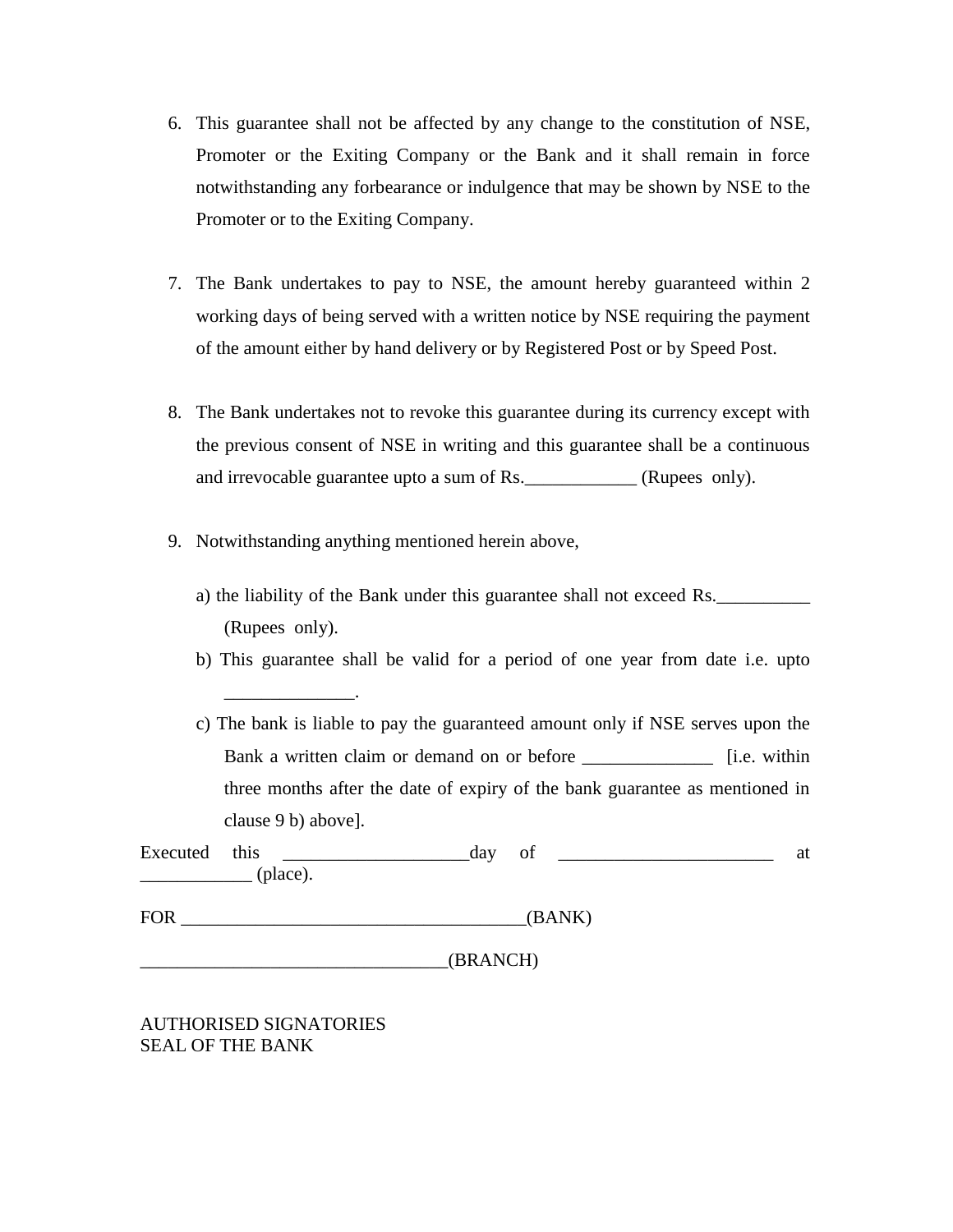6. This guarantee shall not be affected by any change to the constitution of NSE, Promoter or the Exiting Company or the Bank and it shall remain in force notwithstanding any forbearance or indulgence that may be shown by NSE to the Promoter or to the Exiting Company.

7. The Bank undertakes to pay to NSE, the amount hereby guaranteed within 2 working days of being served with a written notice by NSE requiring the payment of the amount either by hand delivery or by Registered Post or by Speed Post.

8. The Bank undertakes not to revoke this guarantee during its currency except with the previous consent of NSE in writing and this guarantee shall be a continuous and irrevocable guarantee upto a sum of Rs.____________ (Rupees only).

9. Notwithstanding anything mentioned herein above,

   a) the liability of the Bank under this guarantee shall not exceed Rs.__________ (Rupees only).

   b) This guarantee shall be valid for a period of one year from date i.e. upto ______________.

   c) The bank is liable to pay the guaranteed amount only if NSE serves upon the Bank a written claim or demand on or before ______________ [i.e. within three months after the date of expiry of the bank guarantee as mentioned in clause 9 b) above].

Executed this ____________________day of _______________________ at ____________ (place).

FOR _____________________________________(BANK)

_________________________________(BRANCH)

AUTHORISED SIGNATORIES
SEAL OF THE BANK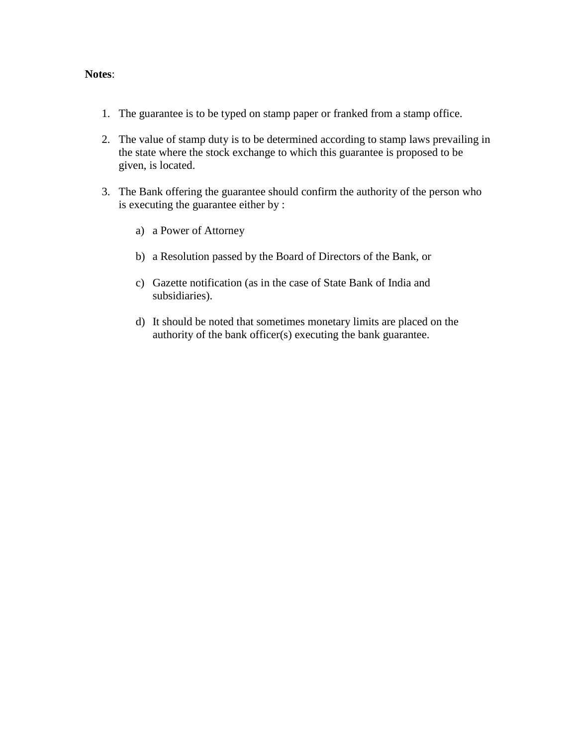**Notes**:

1. The guarantee is to be typed on stamp paper or franked from a stamp office.

2. The value of stamp duty is to be determined according to stamp laws prevailing in the state where the stock exchange to which this guarantee is proposed to be given, is located.

3. The Bank offering the guarantee should confirm the authority of the person who is executing the guarantee either by :

    a) a Power of Attorney

    b) a Resolution passed by the Board of Directors of the Bank, or

    c) Gazette notification (as in the case of State Bank of India and subsidiaries).

    d) It should be noted that sometimes monetary limits are placed on the authority of the bank officer(s) executing the bank guarantee.